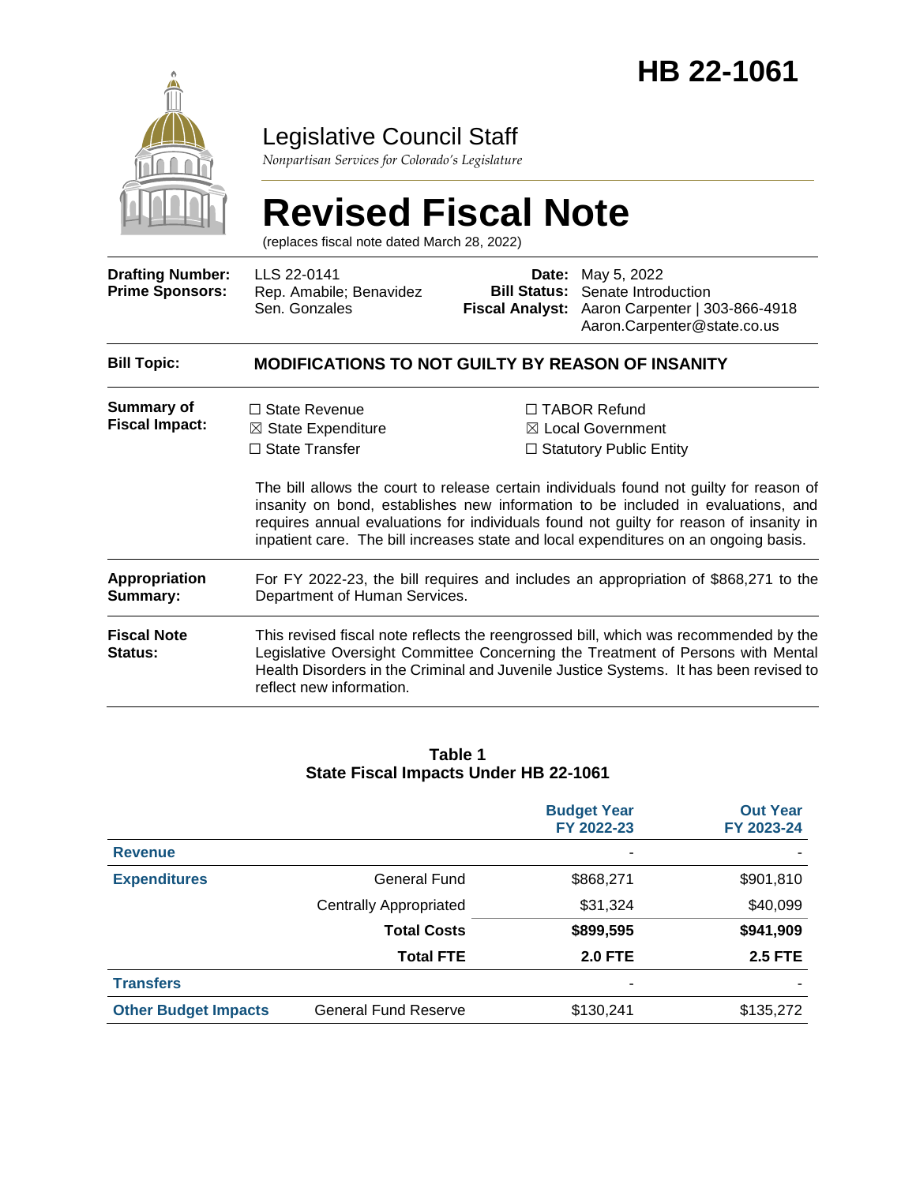# HB 22-1061

Legislative Council Staff

*Nonpartisan Services for Colorado's Legislature*

# Revised Fiscal Note

(replaces fiscal note dated March 28, 2022)

| | | | |
|---|---|---|---|
| **Drafting Number:** | LLS 22-0141 | **Date:** | May 5, 2022 |
| **Prime Sponsors:** | Rep. Amabile; Benavidez<br>Sen. Gonzales | **Bill Status:** | Senate Introduction |
| | | **Fiscal Analyst:** | Aaron Carpenter \| 303-866-4918<br>Aaron.Carpenter@state.co.us |

**Bill Topic:** **MODIFICATIONS TO NOT GUILTY BY REASON OF INSANITY**

**Summary of Fiscal Impact:**

☐ State Revenue
☒ State Expenditure
☐ State Transfer
☐ TABOR Refund
☒ Local Government
☐ Statutory Public Entity

The bill allows the court to release certain individuals found not guilty for reason of insanity on bond, establishes new information to be included in evaluations, and requires annual evaluations for individuals found not guilty for reason of insanity in inpatient care. The bill increases state and local expenditures on an ongoing basis.

**Appropriation Summary:** For FY 2022-23, the bill requires and includes an appropriation of $868,271 to the Department of Human Services.

**Fiscal Note Status:** This revised fiscal note reflects the reengrossed bill, which was recommended by the Legislative Oversight Committee Concerning the Treatment of Persons with Mental Health Disorders in the Criminal and Juvenile Justice Systems. It has been revised to reflect new information.

**Table 1**
**State Fiscal Impacts Under HB 22-1061**

| | | Budget Year FY 2022-23 | Out Year FY 2023-24 |
|---|---|---|---|
| **Revenue** | | - | - |
| **Expenditures** | General Fund | $868,271 | $901,810 |
| | Centrally Appropriated | $31,324 | $40,099 |
| | **Total Costs** | **$899,595** | **$941,909** |
| | **Total FTE** | **2.0 FTE** | **2.5 FTE** |
| **Transfers** | | - | - |
| **Other Budget Impacts** | General Fund Reserve | $130,241 | $135,272 |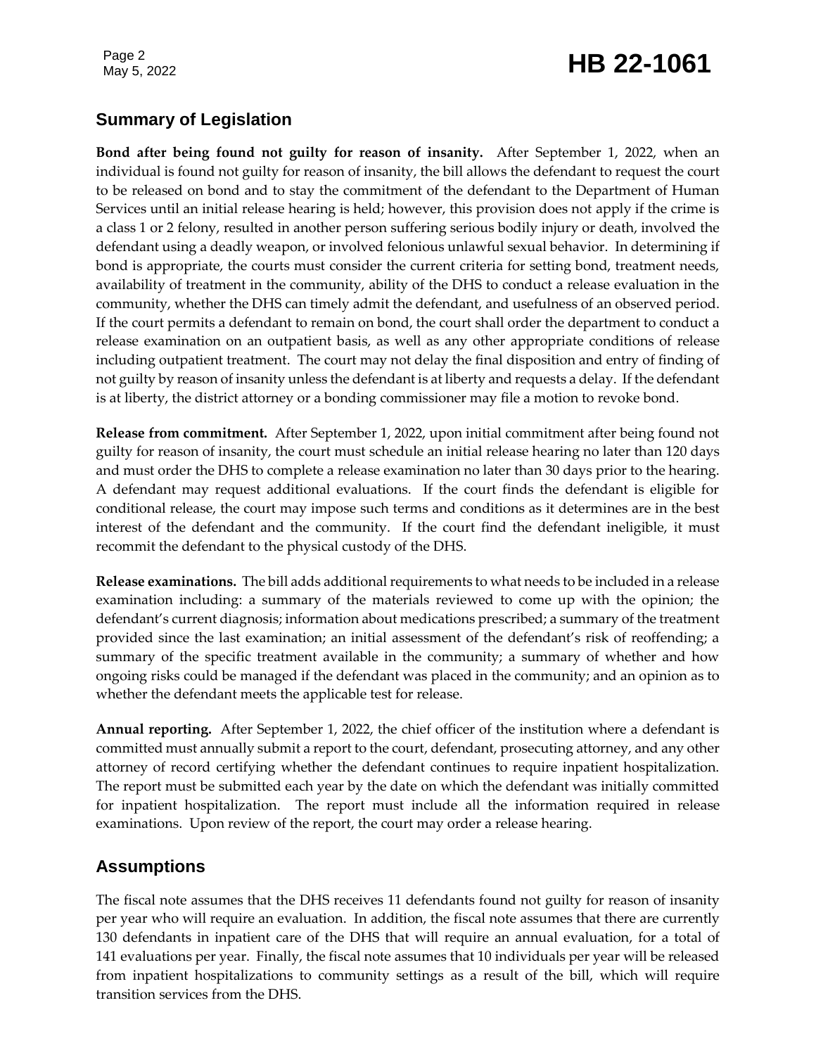## Summary of Legislation

**Bond after being found not guilty for reason of insanity.** After September 1, 2022, when an individual is found not guilty for reason of insanity, the bill allows the defendant to request the court to be released on bond and to stay the commitment of the defendant to the Department of Human Services until an initial release hearing is held; however, this provision does not apply if the crime is a class 1 or 2 felony, resulted in another person suffering serious bodily injury or death, involved the defendant using a deadly weapon, or involved felonious unlawful sexual behavior. In determining if bond is appropriate, the courts must consider the current criteria for setting bond, treatment needs, availability of treatment in the community, ability of the DHS to conduct a release evaluation in the community, whether the DHS can timely admit the defendant, and usefulness of an observed period. If the court permits a defendant to remain on bond, the court shall order the department to conduct a release examination on an outpatient basis, as well as any other appropriate conditions of release including outpatient treatment. The court may not delay the final disposition and entry of finding of not guilty by reason of insanity unless the defendant is at liberty and requests a delay. If the defendant is at liberty, the district attorney or a bonding commissioner may file a motion to revoke bond.

**Release from commitment.** After September 1, 2022, upon initial commitment after being found not guilty for reason of insanity, the court must schedule an initial release hearing no later than 120 days and must order the DHS to complete a release examination no later than 30 days prior to the hearing. A defendant may request additional evaluations. If the court finds the defendant is eligible for conditional release, the court may impose such terms and conditions as it determines are in the best interest of the defendant and the community. If the court find the defendant ineligible, it must recommit the defendant to the physical custody of the DHS.

**Release examinations.** The bill adds additional requirements to what needs to be included in a release examination including: a summary of the materials reviewed to come up with the opinion; the defendant's current diagnosis; information about medications prescribed; a summary of the treatment provided since the last examination; an initial assessment of the defendant's risk of reoffending; a summary of the specific treatment available in the community; a summary of whether and how ongoing risks could be managed if the defendant was placed in the community; and an opinion as to whether the defendant meets the applicable test for release.

**Annual reporting.** After September 1, 2022, the chief officer of the institution where a defendant is committed must annually submit a report to the court, defendant, prosecuting attorney, and any other attorney of record certifying whether the defendant continues to require inpatient hospitalization. The report must be submitted each year by the date on which the defendant was initially committed for inpatient hospitalization. The report must include all the information required in release examinations. Upon review of the report, the court may order a release hearing.

## Assumptions

The fiscal note assumes that the DHS receives 11 defendants found not guilty for reason of insanity per year who will require an evaluation. In addition, the fiscal note assumes that there are currently 130 defendants in inpatient care of the DHS that will require an annual evaluation, for a total of 141 evaluations per year. Finally, the fiscal note assumes that 10 individuals per year will be released from inpatient hospitalizations to community settings as a result of the bill, which will require transition services from the DHS.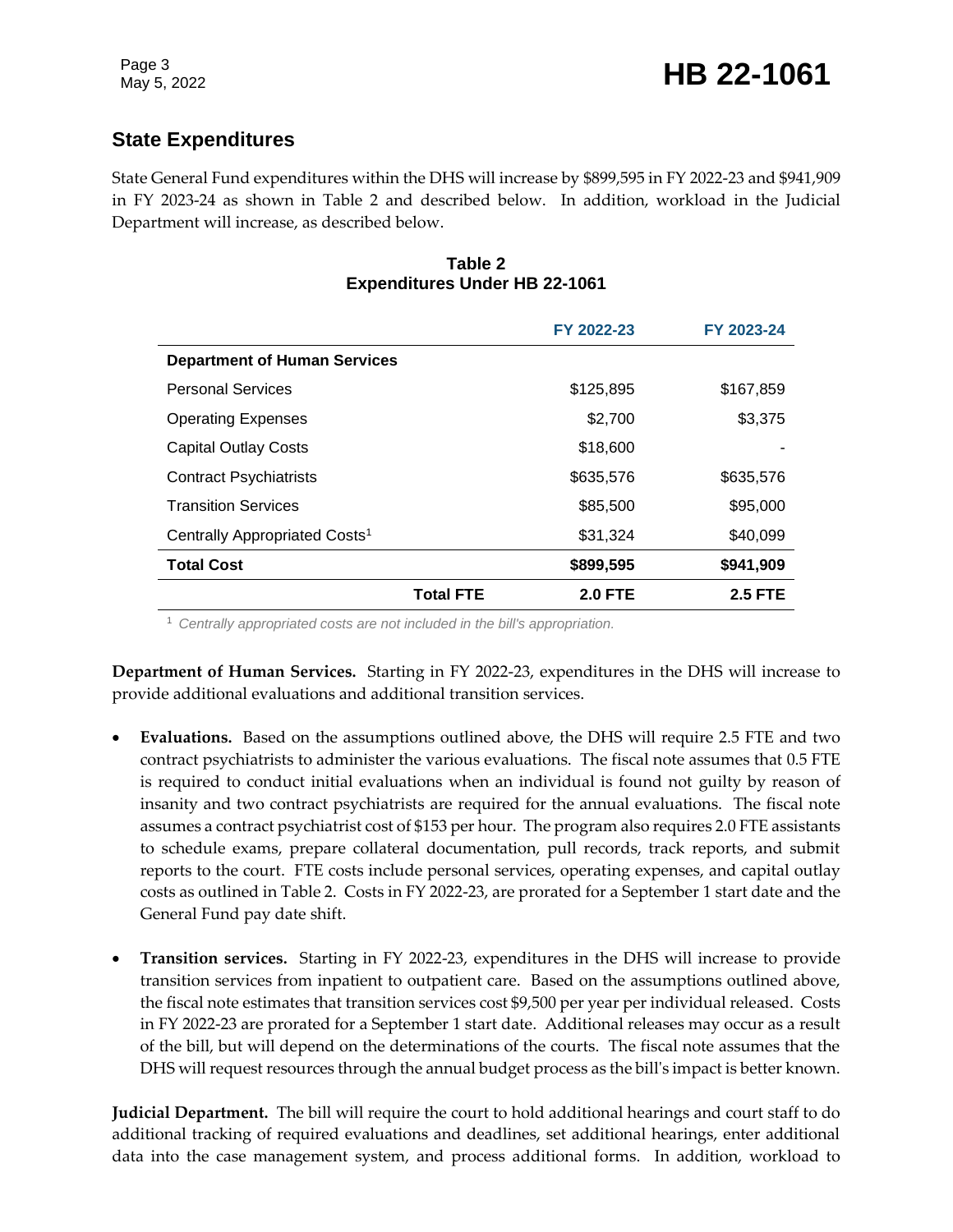## State Expenditures

State General Fund expenditures within the DHS will increase by $899,595 in FY 2022-23 and $941,909 in FY 2023-24 as shown in Table 2 and described below. In addition, workload in the Judicial Department will increase, as described below.

**Table 2**
**Expenditures Under HB 22-1061**

| | FY 2022-23 | FY 2023-24 |
|---|---|---|
| **Department of Human Services** | | |
| Personal Services | $125,895 | $167,859 |
| Operating Expenses | $2,700 | $3,375 |
| Capital Outlay Costs | $18,600 | - |
| Contract Psychiatrists | $635,576 | $635,576 |
| Transition Services | $85,500 | $95,000 |
| Centrally Appropriated Costs[1] | $31,324 | $40,099 |
| **Total Cost** | **$899,595** | **$941,909** |
| **Total FTE** | **2.0 FTE** | **2.5 FTE** |

[1] *Centrally appropriated costs are not included in the bill's appropriation.*

**Department of Human Services.** Starting in FY 2022-23, expenditures in the DHS will increase to provide additional evaluations and additional transition services.

- **Evaluations.** Based on the assumptions outlined above, the DHS will require 2.5 FTE and two contract psychiatrists to administer the various evaluations. The fiscal note assumes that 0.5 FTE is required to conduct initial evaluations when an individual is found not guilty by reason of insanity and two contract psychiatrists are required for the annual evaluations. The fiscal note assumes a contract psychiatrist cost of $153 per hour. The program also requires 2.0 FTE assistants to schedule exams, prepare collateral documentation, pull records, track reports, and submit reports to the court. FTE costs include personal services, operating expenses, and capital outlay costs as outlined in Table 2. Costs in FY 2022-23, are prorated for a September 1 start date and the General Fund pay date shift.

- **Transition services.** Starting in FY 2022-23, expenditures in the DHS will increase to provide transition services from inpatient to outpatient care. Based on the assumptions outlined above, the fiscal note estimates that transition services cost $9,500 per year per individual released. Costs in FY 2022-23 are prorated for a September 1 start date. Additional releases may occur as a result of the bill, but will depend on the determinations of the courts. The fiscal note assumes that the DHS will request resources through the annual budget process as the bill's impact is better known.

**Judicial Department.** The bill will require the court to hold additional hearings and court staff to do additional tracking of required evaluations and deadlines, set additional hearings, enter additional data into the case management system, and process additional forms. In addition, workload to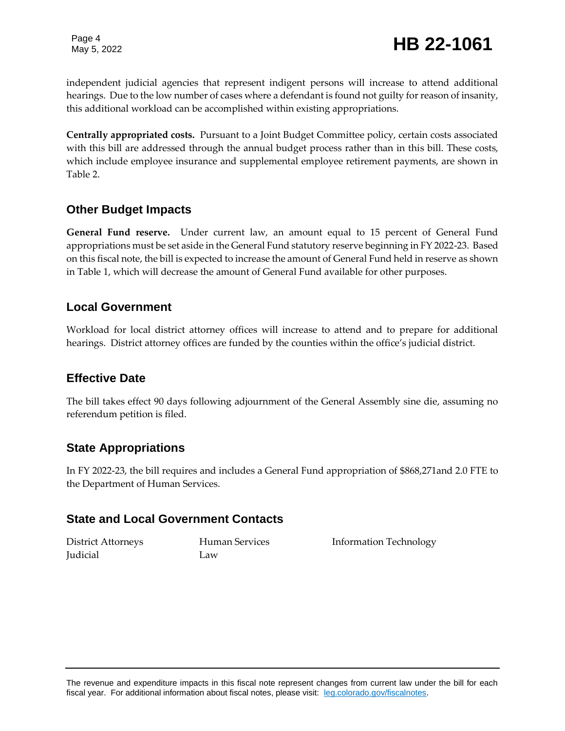independent judicial agencies that represent indigent persons will increase to attend additional hearings. Due to the low number of cases where a defendant is found not guilty for reason of insanity, this additional workload can be accomplished within existing appropriations.

**Centrally appropriated costs.** Pursuant to a Joint Budget Committee policy, certain costs associated with this bill are addressed through the annual budget process rather than in this bill. These costs, which include employee insurance and supplemental employee retirement payments, are shown in Table 2.

## Other Budget Impacts

**General Fund reserve.** Under current law, an amount equal to 15 percent of General Fund appropriations must be set aside in the General Fund statutory reserve beginning in FY 2022-23. Based on this fiscal note, the bill is expected to increase the amount of General Fund held in reserve as shown in Table 1, which will decrease the amount of General Fund available for other purposes.

## Local Government

Workload for local district attorney offices will increase to attend and to prepare for additional hearings. District attorney offices are funded by the counties within the office's judicial district.

## Effective Date

The bill takes effect 90 days following adjournment of the General Assembly sine die, assuming no referendum petition is filed.

## State Appropriations

In FY 2022-23, the bill requires and includes a General Fund appropriation of $868,271and 2.0 FTE to the Department of Human Services.

## State and Local Government Contacts

District Attorneys
Human Services
Information Technology
Judicial
Law

The revenue and expenditure impacts in this fiscal note represent changes from current law under the bill for each fiscal year. For additional information about fiscal notes, please visit: [leg.colorado.gov/fiscalnotes](leg.colorado.gov/fiscalnotes).